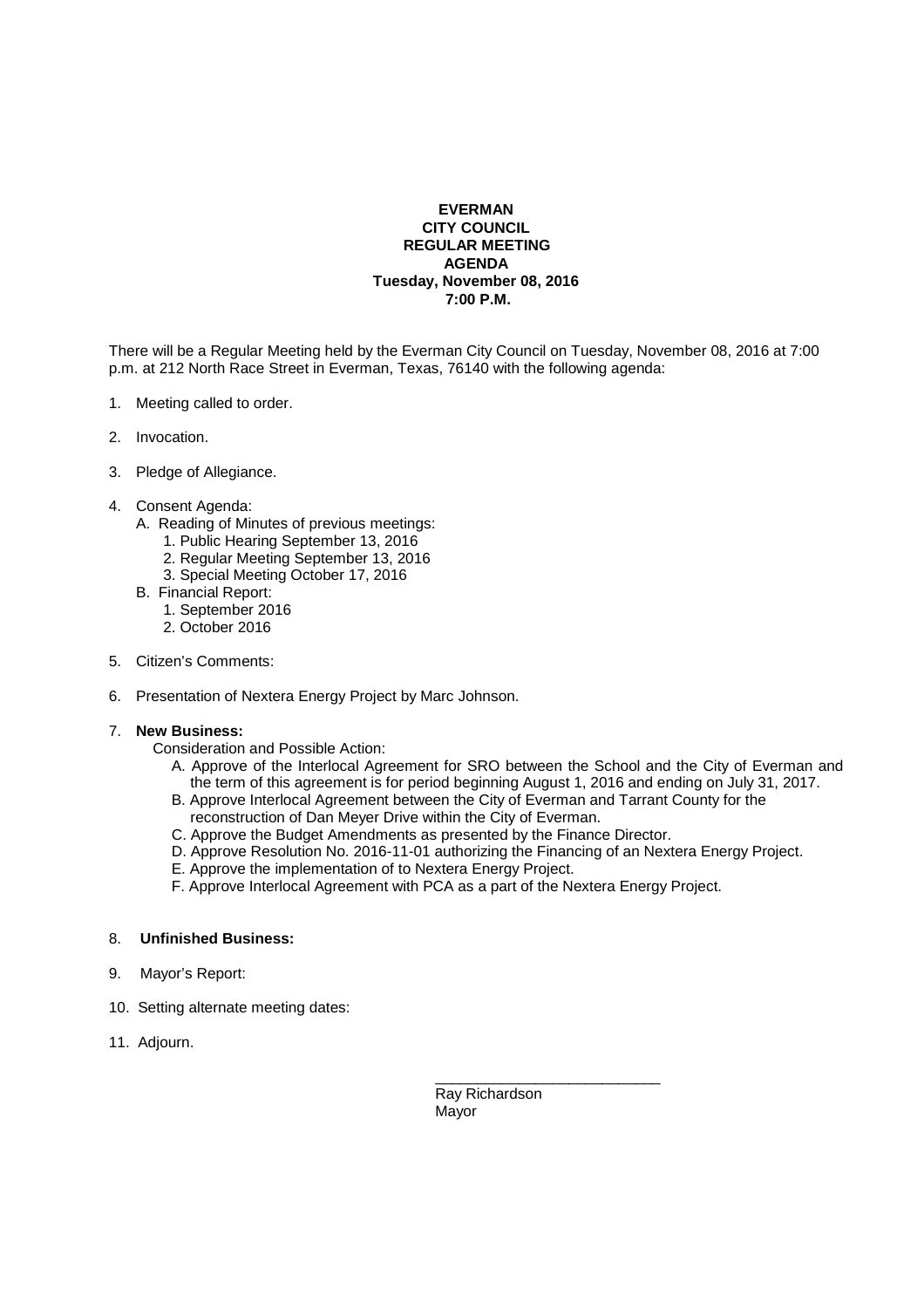**EVERMAN**
**CITY COUNCIL**
**REGULAR MEETING**
**AGENDA**
**Tuesday, November 08, 2016**
**7:00 P.M.**

There will be a Regular Meeting held by the Everman City Council on Tuesday, November 08, 2016 at 7:00 p.m. at 212 North Race Street in Everman, Texas, 76140 with the following agenda:

1. Meeting called to order.

2. Invocation.

3. Pledge of Allegiance.

4. Consent Agenda:
   - A. Reading of Minutes of previous meetings:
     1. Public Hearing September 13, 2016
     2. Regular Meeting September 13, 2016
     3. Special Meeting October 17, 2016
   - B. Financial Report:
     1. September 2016
     2. October 2016

5. Citizen's Comments:

6. Presentation of Nextera Energy Project by Marc Johnson.

7. **New Business:**

   Consideration and Possible Action:
   - A. Approve of the Interlocal Agreement for SRO between the School and the City of Everman and the term of this agreement is for period beginning August 1, 2016 and ending on July 31, 2017.
   - B. Approve Interlocal Agreement between the City of Everman and Tarrant County for the reconstruction of Dan Meyer Drive within the City of Everman.
   - C. Approve the Budget Amendments as presented by the Finance Director.
   - D. Approve Resolution No. 2016-11-01 authorizing the Financing of an Nextera Energy Project.
   - E. Approve the implementation of to Nextera Energy Project.
   - F. Approve Interlocal Agreement with PCA as a part of the Nextera Energy Project.

8. **Unfinished Business:**

9. Mayor's Report:

10. Setting alternate meeting dates:

11. Adjourn.

\_\_\_\_\_\_\_\_\_\_\_\_\_\_\_\_\_\_\_\_\_\_\_\_\_\_\_\_

Ray Richardson
Mayor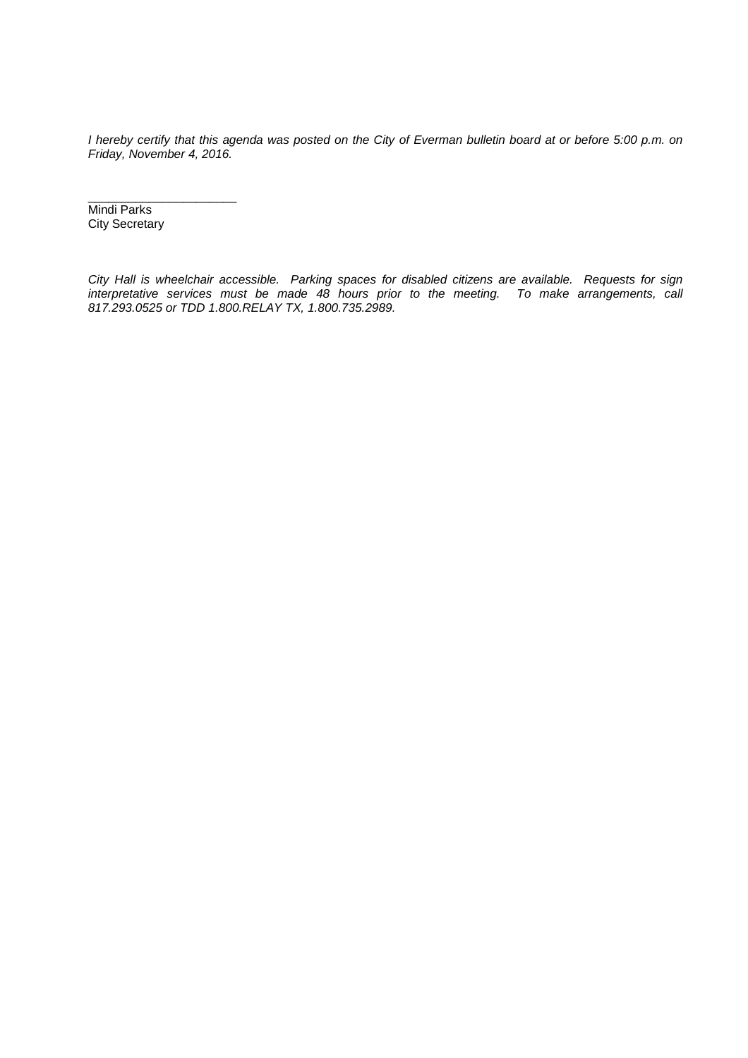*I hereby certify that this agenda was posted on the City of Everman bulletin board at or before 5:00 p.m. on Friday, November 4, 2016.*

______________________
Mindi Parks
City Secretary

*City Hall is wheelchair accessible. Parking spaces for disabled citizens are available. Requests for sign interpretative services must be made 48 hours prior to the meeting. To make arrangements, call 817.293.0525 or TDD 1.800.RELAY TX, 1.800.735.2989.*